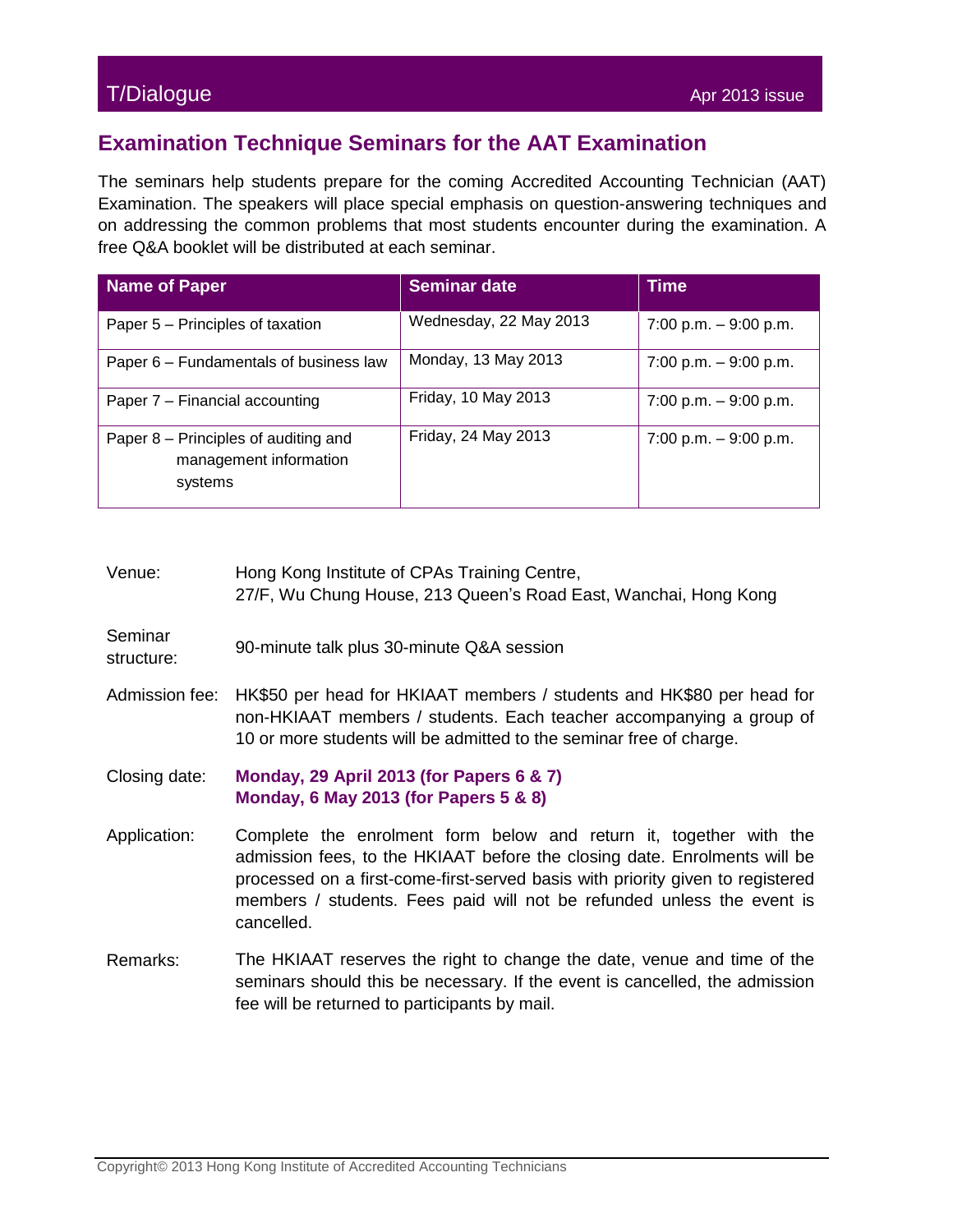## Examination Technique Seminars for the AAT Examination

The seminars help students prepare for the coming Accredited Accounting Technician (AAT) Examination. The speakers will place special emphasis on question-answering techniques and on addressing the common problems that most students encounter during the examination. A free Q&A booklet will be distributed at each seminar.

| Name of Paper | Seminar date | Time |
|---|---|---|
| Paper 5 – Principles of taxation | Wednesday, 22 May 2013 | 7:00 p.m. – 9:00 p.m. |
| Paper 6 – Fundamentals of business law | Monday, 13 May 2013 | 7:00 p.m. – 9:00 p.m. |
| Paper 7 – Financial accounting | Friday, 10 May 2013 | 7:00 p.m. – 9:00 p.m. |
| Paper 8 – Principles of auditing and management information systems | Friday, 24 May 2013 | 7:00 p.m. – 9:00 p.m. |

Venue: Hong Kong Institute of CPAs Training Centre, 27/F, Wu Chung House, 213 Queen's Road East, Wanchai, Hong Kong

Seminar structure: 90-minute talk plus 30-minute Q&A session

Admission fee: HK$50 per head for HKIAAT members / students and HK$80 per head for non-HKIAAT members / students. Each teacher accompanying a group of 10 or more students will be admitted to the seminar free of charge.

Closing date: **Monday, 29 April 2013 (for Papers 6 & 7)**
**Monday, 6 May 2013 (for Papers 5 & 8)**

Application: Complete the enrolment form below and return it, together with the admission fees, to the HKIAAT before the closing date. Enrolments will be processed on a first-come-first-served basis with priority given to registered members / students. Fees paid will not be refunded unless the event is cancelled.

Remarks: The HKIAAT reserves the right to change the date, venue and time of the seminars should this be necessary. If the event is cancelled, the admission fee will be returned to participants by mail.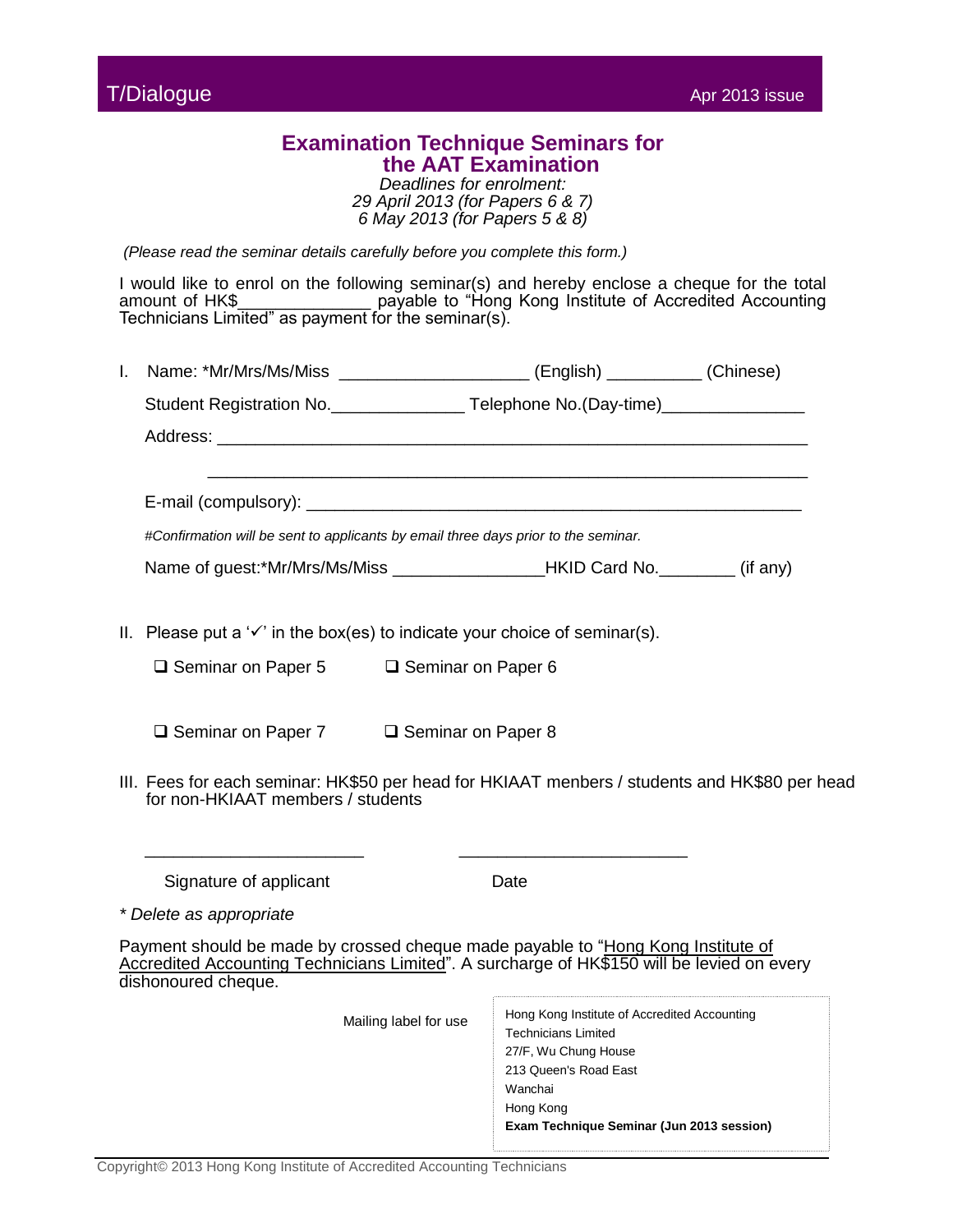# Examination Technique Seminars for the AAT Examination

*Deadlines for enrolment:*
*29 April 2013 (for Papers 6 & 7)*
*6 May 2013 (for Papers 5 & 8)*

*(Please read the seminar details carefully before you complete this form.)*

I would like to enrol on the following seminar(s) and hereby enclose a cheque for the total amount of HK$______________ payable to "Hong Kong Institute of Accredited Accounting Technicians Limited" as payment for the seminar(s).

I. Name: *Mr/Mrs/Ms/Miss ____________________ (English) __________ (Chinese)

Student Registration No.______________ Telephone No.(Day-time)_______________

Address: ______________________________________________________________

______________________________________________________________

E-mail (compulsory): ______________________________________________________

*#Confirmation will be sent to applicants by email three days prior to the seminar.*

Name of guest:*Mr/Mrs/Ms/Miss ________________HKID Card No.________ (if any)

II. Please put a '✓' in the box(es) to indicate your choice of seminar(s).

❑ Seminar on Paper 5 ❑ Seminar on Paper 6

❑ Seminar on Paper 7 ❑ Seminar on Paper 8

III. Fees for each seminar: HK$50 per head for HKIAAT menbers / students and HK$80 per head for non-HKIAAT members / students

________________________ ________________________

Signature of applicant Date

*\* Delete as appropriate*

Payment should be made by crossed cheque made payable to "Hong Kong Institute of Accredited Accounting Technicians Limited". A surcharge of HK$150 will be levied on every dishonoured cheque.

Mailing label for use

Hong Kong Institute of Accredited Accounting Technicians Limited
27/F, Wu Chung House
213 Queen's Road East
Wanchai
Hong Kong
**Exam Technique Seminar (Jun 2013 session)**